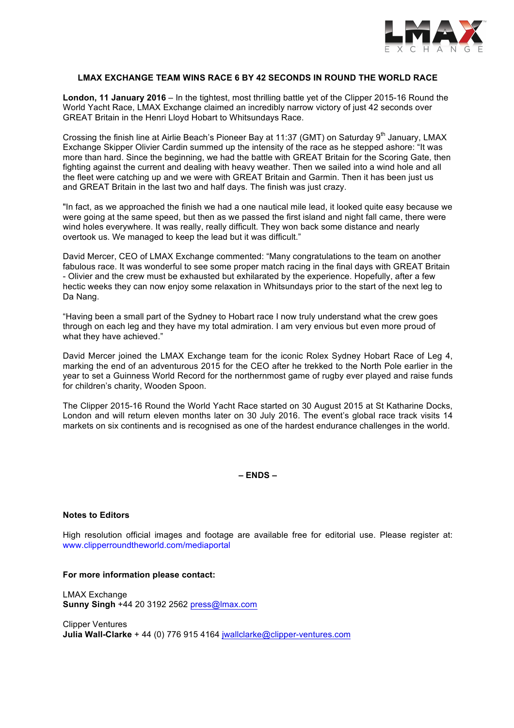# LMAX EXCHANGE TEAM WINS RACE 6 BY 42 SECONDS IN ROUND THE WORLD RACE

**London, 11 January 2016** – In the tightest, most thrilling battle yet of the Clipper 2015-16 Round the World Yacht Race, LMAX Exchange claimed an incredibly narrow victory of just 42 seconds over GREAT Britain in the Henri Lloyd Hobart to Whitsundays Race.

Crossing the finish line at Airlie Beach's Pioneer Bay at 11:37 (GMT) on Saturday 9th January, LMAX Exchange Skipper Olivier Cardin summed up the intensity of the race as he stepped ashore: "It was more than hard. Since the beginning, we had the battle with GREAT Britain for the Scoring Gate, then fighting against the current and dealing with heavy weather. Then we sailed into a wind hole and all the fleet were catching up and we were with GREAT Britain and Garmin. Then it has been just us and GREAT Britain in the last two and half days. The finish was just crazy.

"In fact, as we approached the finish we had a one nautical mile lead, it looked quite easy because we were going at the same speed, but then as we passed the first island and night fall came, there were wind holes everywhere. It was really, really difficult. They won back some distance and nearly overtook us. We managed to keep the lead but it was difficult."

David Mercer, CEO of LMAX Exchange commented: "Many congratulations to the team on another fabulous race. It was wonderful to see some proper match racing in the final days with GREAT Britain - Olivier and the crew must be exhausted but exhilarated by the experience. Hopefully, after a few hectic weeks they can now enjoy some relaxation in Whitsundays prior to the start of the next leg to Da Nang.

"Having been a small part of the Sydney to Hobart race I now truly understand what the crew goes through on each leg and they have my total admiration. I am very envious but even more proud of what they have achieved."

David Mercer joined the LMAX Exchange team for the iconic Rolex Sydney Hobart Race of Leg 4, marking the end of an adventurous 2015 for the CEO after he trekked to the North Pole earlier in the year to set a Guinness World Record for the northernmost game of rugby ever played and raise funds for children's charity, Wooden Spoon.

The Clipper 2015-16 Round the World Yacht Race started on 30 August 2015 at St Katharine Docks, London and will return eleven months later on 30 July 2016. The event's global race track visits 14 markets on six continents and is recognised as one of the hardest endurance challenges in the world.

**– ENDS –**

**Notes to Editors**

High resolution official images and footage are available free for editorial use. Please register at: www.clipperroundtheworld.com/mediaportal

**For more information please contact:**

LMAX Exchange
**Sunny Singh** +44 20 3192 2562 press@lmax.com

Clipper Ventures
**Julia Wall-Clarke** + 44 (0) 776 915 4164 jwallclarke@clipper-ventures.com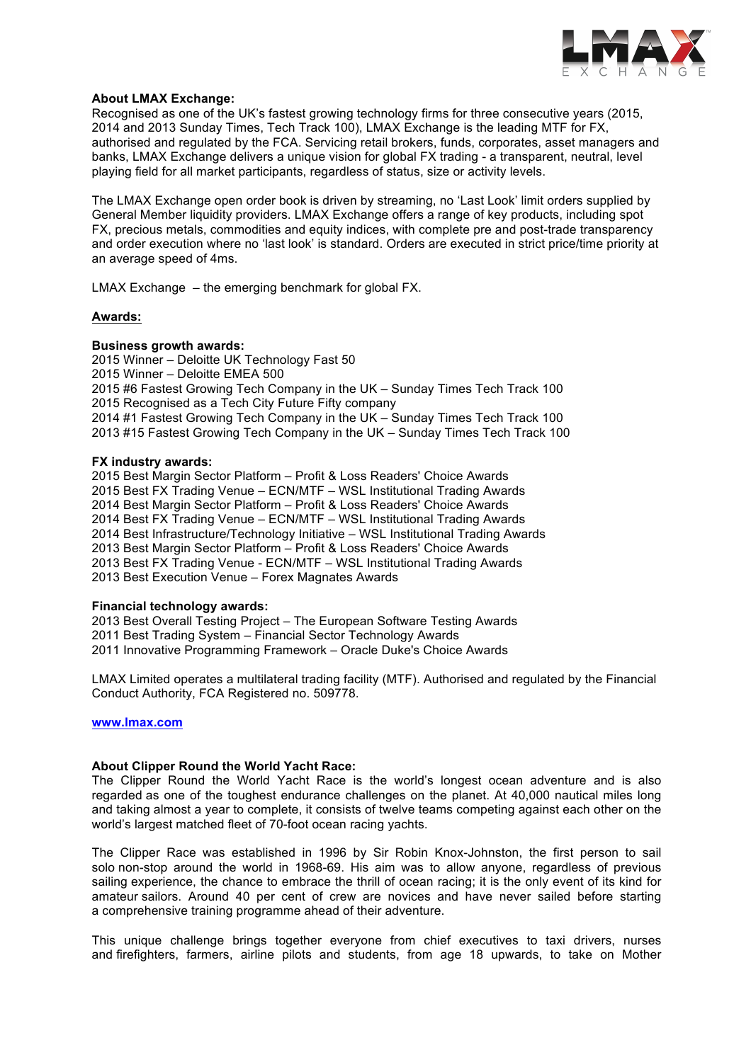**About LMAX Exchange:**
Recognised as one of the UK's fastest growing technology firms for three consecutive years (2015, 2014 and 2013 Sunday Times, Tech Track 100), LMAX Exchange is the leading MTF for FX, authorised and regulated by the FCA. Servicing retail brokers, funds, corporates, asset managers and banks, LMAX Exchange delivers a unique vision for global FX trading - a transparent, neutral, level playing field for all market participants, regardless of status, size or activity levels.

The LMAX Exchange open order book is driven by streaming, no 'Last Look' limit orders supplied by General Member liquidity providers. LMAX Exchange offers a range of key products, including spot FX, precious metals, commodities and equity indices, with complete pre and post-trade transparency and order execution where no 'last look' is standard. Orders are executed in strict price/time priority at an average speed of 4ms.

LMAX Exchange – the emerging benchmark for global FX.

**Awards:**

**Business growth awards:**
2015 Winner – Deloitte UK Technology Fast 50
2015 Winner – Deloitte EMEA 500
2015 #6 Fastest Growing Tech Company in the UK – Sunday Times Tech Track 100
2015 Recognised as a Tech City Future Fifty company
2014 #1 Fastest Growing Tech Company in the UK – Sunday Times Tech Track 100
2013 #15 Fastest Growing Tech Company in the UK – Sunday Times Tech Track 100

**FX industry awards:**
2015 Best Margin Sector Platform – Profit & Loss Readers' Choice Awards
2015 Best FX Trading Venue – ECN/MTF – WSL Institutional Trading Awards
2014 Best Margin Sector Platform – Profit & Loss Readers' Choice Awards
2014 Best FX Trading Venue – ECN/MTF – WSL Institutional Trading Awards
2014 Best Infrastructure/Technology Initiative – WSL Institutional Trading Awards
2013 Best Margin Sector Platform – Profit & Loss Readers' Choice Awards
2013 Best FX Trading Venue - ECN/MTF – WSL Institutional Trading Awards
2013 Best Execution Venue – Forex Magnates Awards

**Financial technology awards:**
2013 Best Overall Testing Project – The European Software Testing Awards
2011 Best Trading System – Financial Sector Technology Awards
2011 Innovative Programming Framework – Oracle Duke's Choice Awards

LMAX Limited operates a multilateral trading facility (MTF). Authorised and regulated by the Financial Conduct Authority, FCA Registered no. 509778.

**www.lmax.com**

**About Clipper Round the World Yacht Race:**
The Clipper Round the World Yacht Race is the world's longest ocean adventure and is also regarded as one of the toughest endurance challenges on the planet. At 40,000 nautical miles long and taking almost a year to complete, it consists of twelve teams competing against each other on the world's largest matched fleet of 70-foot ocean racing yachts.

The Clipper Race was established in 1996 by Sir Robin Knox-Johnston, the first person to sail solo non-stop around the world in 1968-69. His aim was to allow anyone, regardless of previous sailing experience, the chance to embrace the thrill of ocean racing; it is the only event of its kind for amateur sailors. Around 40 per cent of crew are novices and have never sailed before starting a comprehensive training programme ahead of their adventure.

This unique challenge brings together everyone from chief executives to taxi drivers, nurses and firefighters, farmers, airline pilots and students, from age 18 upwards, to take on Mother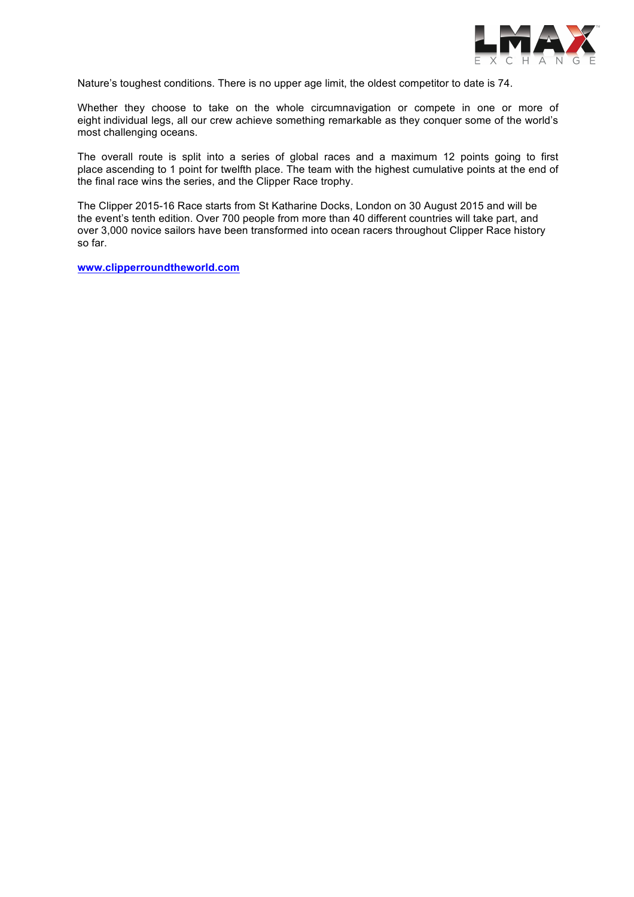Nature's toughest conditions. There is no upper age limit, the oldest competitor to date is 74.

Whether they choose to take on the whole circumnavigation or compete in one or more of eight individual legs, all our crew achieve something remarkable as they conquer some of the world's most challenging oceans.

The overall route is split into a series of global races and a maximum 12 points going to first place ascending to 1 point for twelfth place. The team with the highest cumulative points at the end of the final race wins the series, and the Clipper Race trophy.

The Clipper 2015-16 Race starts from St Katharine Docks, London on 30 August 2015 and will be the event's tenth edition. Over 700 people from more than 40 different countries will take part, and over 3,000 novice sailors have been transformed into ocean racers throughout Clipper Race history so far.

**www.clipperroundtheworld.com**